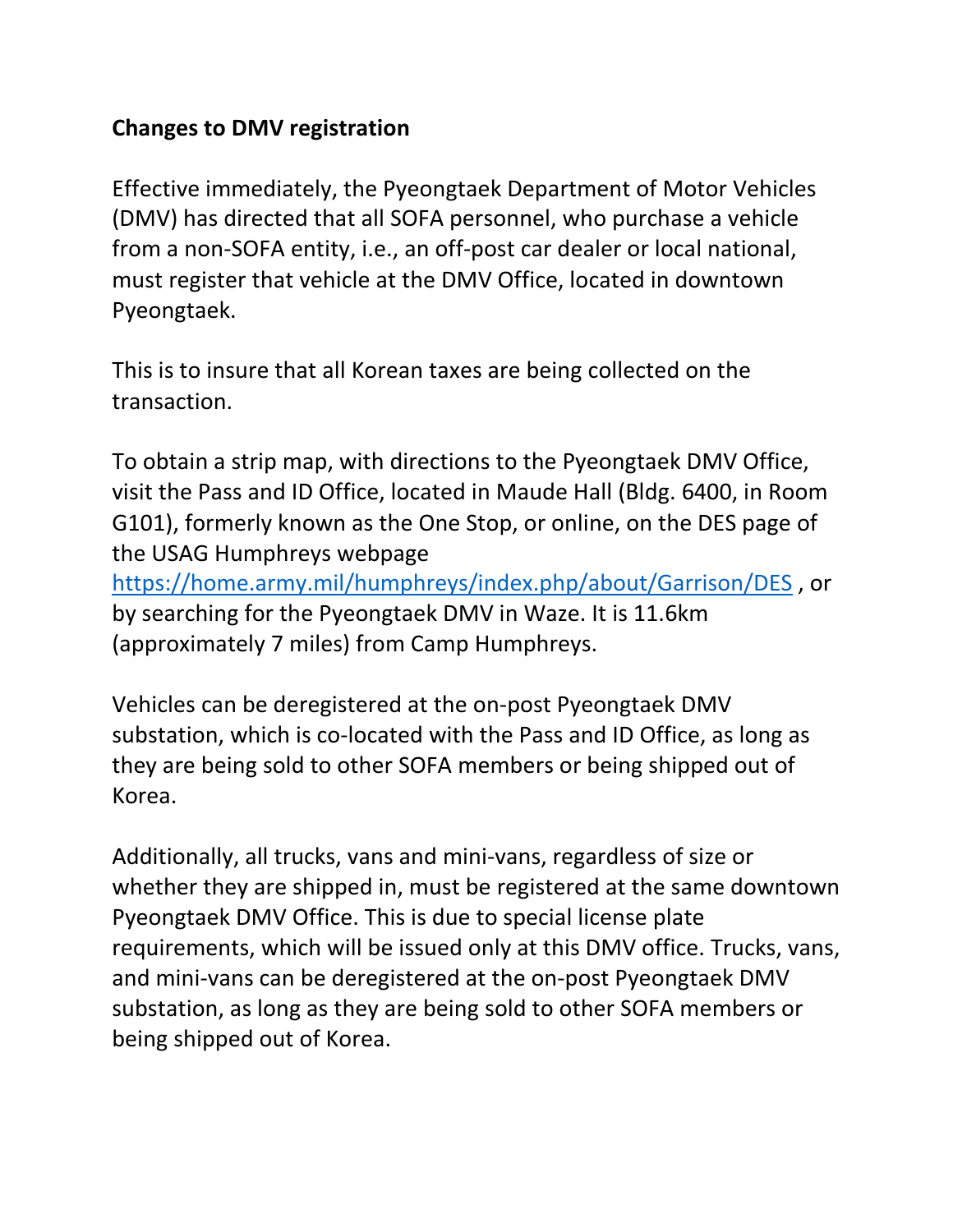**Changes to DMV registration**

Effective immediately, the Pyeongtaek Department of Motor Vehicles (DMV) has directed that all SOFA personnel, who purchase a vehicle from a non-SOFA entity, i.e., an off-post car dealer or local national, must register that vehicle at the DMV Office, located in downtown Pyeongtaek.

This is to insure that all Korean taxes are being collected on the transaction.

To obtain a strip map, with directions to the Pyeongtaek DMV Office, visit the Pass and ID Office, located in Maude Hall (Bldg. 6400, in Room G101), formerly known as the One Stop, or online, on the DES page of the USAG Humphreys webpage https://home.army.mil/humphreys/index.php/about/Garrison/DES , or by searching for the Pyeongtaek DMV in Waze. It is 11.6km (approximately 7 miles) from Camp Humphreys.

Vehicles can be deregistered at the on-post Pyeongtaek DMV substation, which is co-located with the Pass and ID Office, as long as they are being sold to other SOFA members or being shipped out of Korea.

Additionally, all trucks, vans and mini-vans, regardless of size or whether they are shipped in, must be registered at the same downtown Pyeongtaek DMV Office. This is due to special license plate requirements, which will be issued only at this DMV office. Trucks, vans, and mini-vans can be deregistered at the on-post Pyeongtaek DMV substation, as long as they are being sold to other SOFA members or being shipped out of Korea.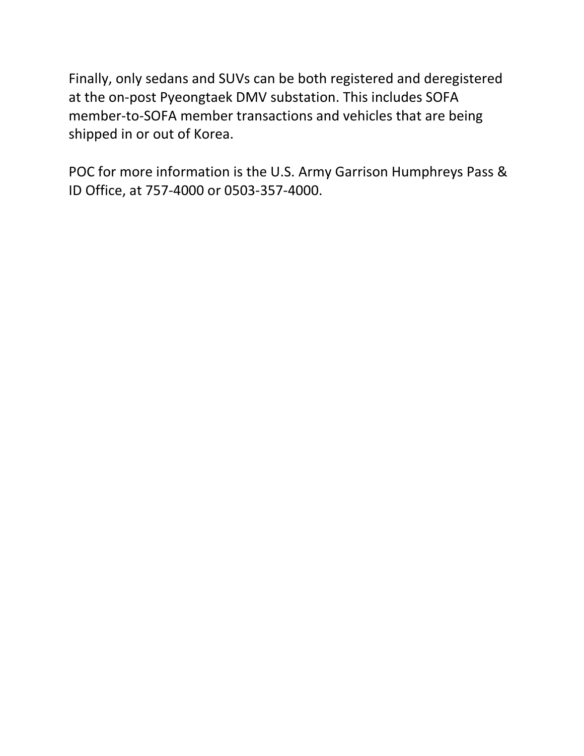Finally, only sedans and SUVs can be both registered and deregistered at the on-post Pyeongtaek DMV substation. This includes SOFA member-to-SOFA member transactions and vehicles that are being shipped in or out of Korea.

POC for more information is the U.S. Army Garrison Humphreys Pass & ID Office, at 757-4000 or 0503-357-4000.